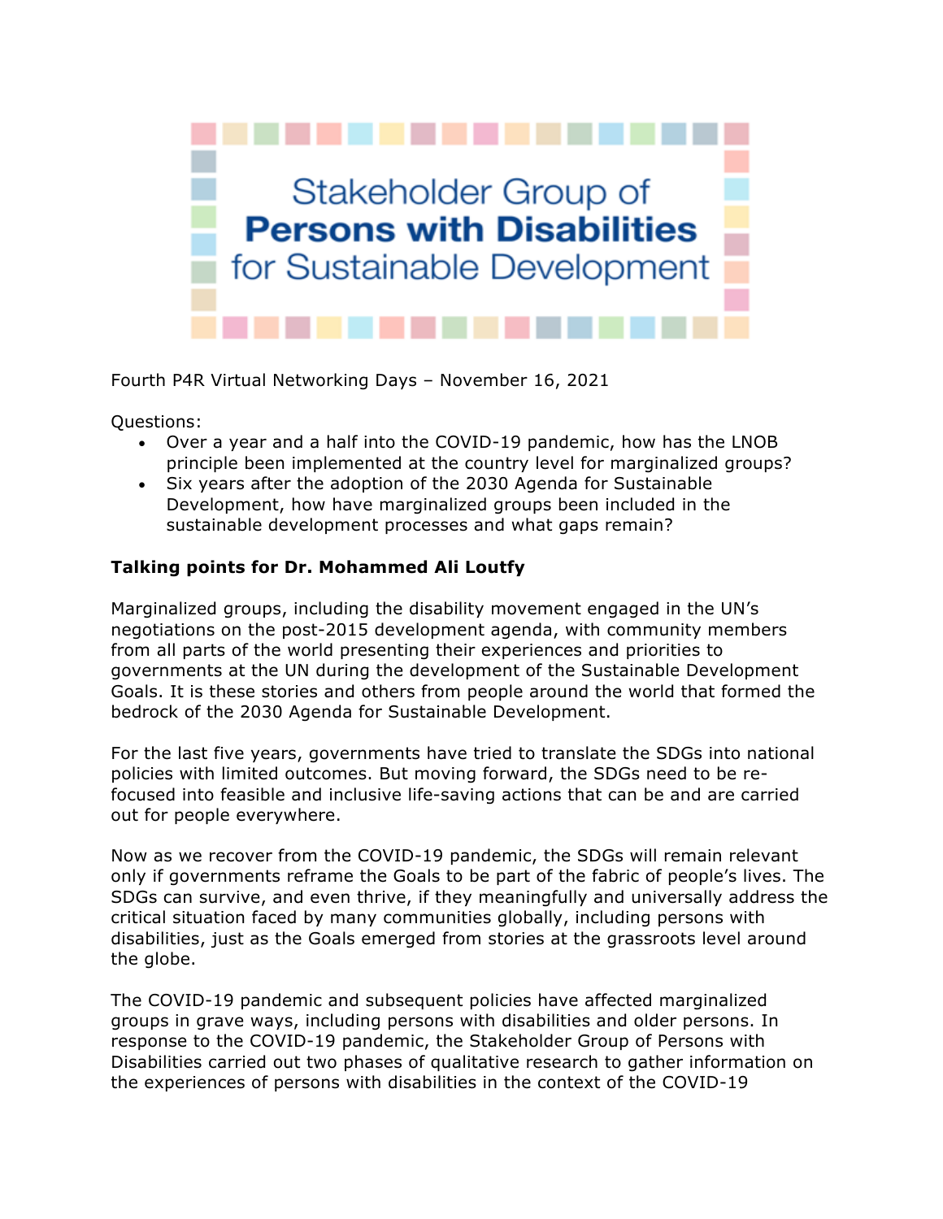# Stakeholder Group of **Persons with Disabilities** for Sustainable Development

Fourth P4R Virtual Networking Days – November 16, 2021

Questions:

- Over a year and a half into the COVID-19 pandemic, how has the LNOB principle been implemented at the country level for marginalized groups?
- Six years after the adoption of the 2030 Agenda for Sustainable Development, how have marginalized groups been included in the sustainable development processes and what gaps remain?

**Talking points for Dr. Mohammed Ali Loutfy**

Marginalized groups, including the disability movement engaged in the UN's negotiations on the post-2015 development agenda, with community members from all parts of the world presenting their experiences and priorities to governments at the UN during the development of the Sustainable Development Goals. It is these stories and others from people around the world that formed the bedrock of the 2030 Agenda for Sustainable Development.

For the last five years, governments have tried to translate the SDGs into national policies with limited outcomes. But moving forward, the SDGs need to be re-focused into feasible and inclusive life-saving actions that can be and are carried out for people everywhere.

Now as we recover from the COVID-19 pandemic, the SDGs will remain relevant only if governments reframe the Goals to be part of the fabric of people's lives. The SDGs can survive, and even thrive, if they meaningfully and universally address the critical situation faced by many communities globally, including persons with disabilities, just as the Goals emerged from stories at the grassroots level around the globe.

The COVID-19 pandemic and subsequent policies have affected marginalized groups in grave ways, including persons with disabilities and older persons. In response to the COVID-19 pandemic, the Stakeholder Group of Persons with Disabilities carried out two phases of qualitative research to gather information on the experiences of persons with disabilities in the context of the COVID-19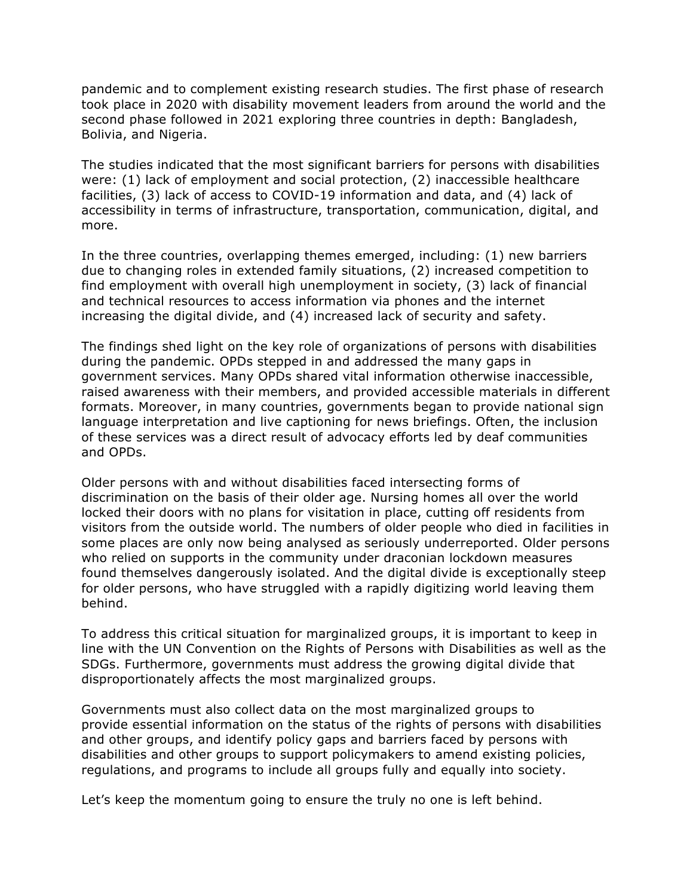pandemic and to complement existing research studies. The first phase of research took place in 2020 with disability movement leaders from around the world and the second phase followed in 2021 exploring three countries in depth: Bangladesh, Bolivia, and Nigeria.

The studies indicated that the most significant barriers for persons with disabilities were: (1) lack of employment and social protection, (2) inaccessible healthcare facilities, (3) lack of access to COVID-19 information and data, and (4) lack of accessibility in terms of infrastructure, transportation, communication, digital, and more.

In the three countries, overlapping themes emerged, including: (1) new barriers due to changing roles in extended family situations, (2) increased competition to find employment with overall high unemployment in society, (3) lack of financial and technical resources to access information via phones and the internet increasing the digital divide, and (4) increased lack of security and safety.

The findings shed light on the key role of organizations of persons with disabilities during the pandemic. OPDs stepped in and addressed the many gaps in government services. Many OPDs shared vital information otherwise inaccessible, raised awareness with their members, and provided accessible materials in different formats. Moreover, in many countries, governments began to provide national sign language interpretation and live captioning for news briefings. Often, the inclusion of these services was a direct result of advocacy efforts led by deaf communities and OPDs.

Older persons with and without disabilities faced intersecting forms of discrimination on the basis of their older age. Nursing homes all over the world locked their doors with no plans for visitation in place, cutting off residents from visitors from the outside world. The numbers of older people who died in facilities in some places are only now being analysed as seriously underreported. Older persons who relied on supports in the community under draconian lockdown measures found themselves dangerously isolated. And the digital divide is exceptionally steep for older persons, who have struggled with a rapidly digitizing world leaving them behind.

To address this critical situation for marginalized groups, it is important to keep in line with the UN Convention on the Rights of Persons with Disabilities as well as the SDGs. Furthermore, governments must address the growing digital divide that disproportionately affects the most marginalized groups.

Governments must also collect data on the most marginalized groups to provide essential information on the status of the rights of persons with disabilities and other groups, and identify policy gaps and barriers faced by persons with disabilities and other groups to support policymakers to amend existing policies, regulations, and programs to include all groups fully and equally into society.

Let's keep the momentum going to ensure the truly no one is left behind.